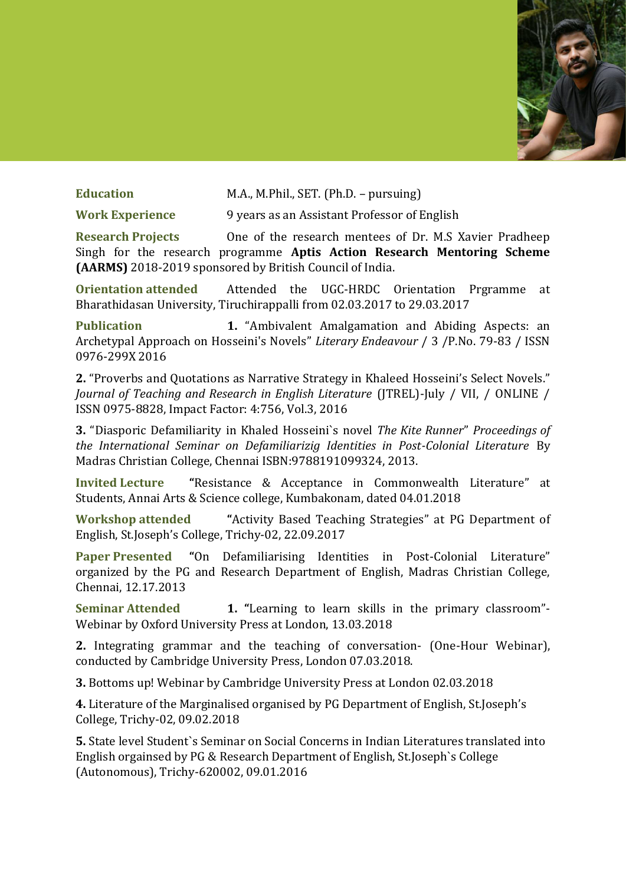**Education** M.A., M.Phil., SET. (Ph.D. – pursuing)

**Work Experience** 9 years as an Assistant Professor of English

**Research Projects** One of the research mentees of Dr. M.S Xavier Pradheep Singh for the research programme **Aptis Action Research Mentoring Scheme (AARMS)** 2018-2019 sponsored by British Council of India.

**Orientation attended** Attended the UGC-HRDC Orientation Prgramme at Bharathidasan University, Tiruchirappalli from 02.03.2017 to 29.03.2017

**Publication** **1.** "Ambivalent Amalgamation and Abiding Aspects: an Archetypal Approach on Hosseini's Novels" *Literary Endeavour* / 3 /P.No. 79-83 / ISSN 0976-299X 2016

**2.** "Proverbs and Quotations as Narrative Strategy in Khaleed Hosseini's Select Novels." *Journal of Teaching and Research in English Literature* (JTREL)-July / VII, / ONLINE / ISSN 0975-8828, Impact Factor: 4:756, Vol.3, 2016

**3.** "Diasporic Defamiliarity in Khaled Hosseini`s novel *The Kite Runner*" *Proceedings of the International Seminar on Defamiliarizig Identities in Post-Colonial Literature* By Madras Christian College, Chennai ISBN:9788191099324, 2013.

**Invited Lecture** "Resistance & Acceptance in Commonwealth Literature" at Students, Annai Arts & Science college, Kumbakonam, dated 04.01.2018

**Workshop attended** "Activity Based Teaching Strategies" at PG Department of English, St.Joseph's College, Trichy-02, 22.09.2017

**Paper Presented** "On Defamiliarising Identities in Post-Colonial Literature" organized by the PG and Research Department of English, Madras Christian College, Chennai, 12.17.2013

**Seminar Attended** **1.** "Learning to learn skills in the primary classroom"- Webinar by Oxford University Press at London, 13.03.2018

**2.** Integrating grammar and the teaching of conversation- (One-Hour Webinar), conducted by Cambridge University Press, London 07.03.2018.

**3.** Bottoms up! Webinar by Cambridge University Press at London 02.03.2018

**4.** Literature of the Marginalised organised by PG Department of English, St.Joseph's College, Trichy-02, 09.02.2018

**5.** State level Student`s Seminar on Social Concerns in Indian Literatures translated into English orgainsed by PG & Research Department of English, St.Joseph`s College (Autonomous), Trichy-620002, 09.01.2016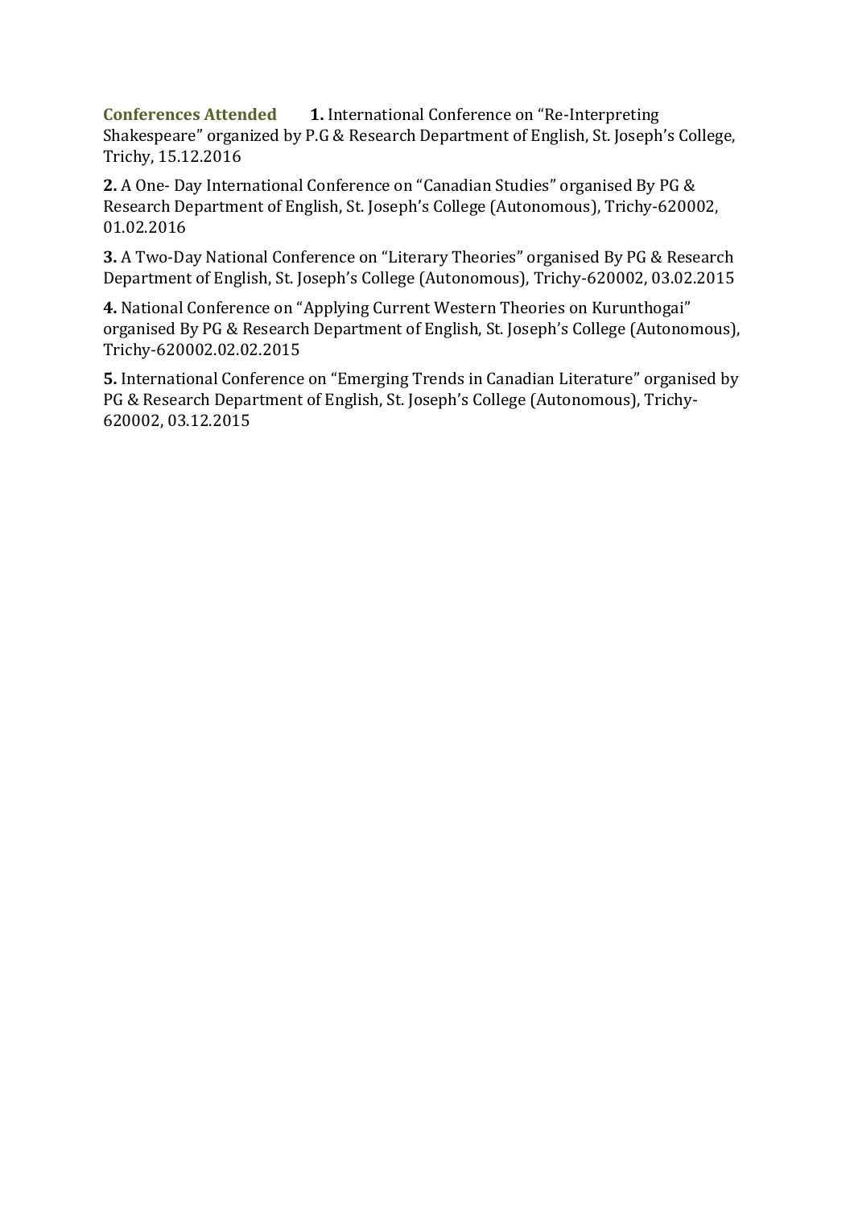**Conferences Attended** **1.** International Conference on "Re-Interpreting Shakespeare" organized by P.G & Research Department of English, St. Joseph's College, Trichy, 15.12.2016

**2.** A One- Day International Conference on "Canadian Studies" organised By PG & Research Department of English, St. Joseph's College (Autonomous), Trichy-620002, 01.02.2016

**3.** A Two-Day National Conference on "Literary Theories" organised By PG & Research Department of English, St. Joseph's College (Autonomous), Trichy-620002, 03.02.2015

**4.** National Conference on "Applying Current Western Theories on Kurunthogai" organised By PG & Research Department of English, St. Joseph's College (Autonomous), Trichy-620002.02.02.2015

**5.** International Conference on "Emerging Trends in Canadian Literature" organised by PG & Research Department of English, St. Joseph's College (Autonomous), Trichy-620002, 03.12.2015